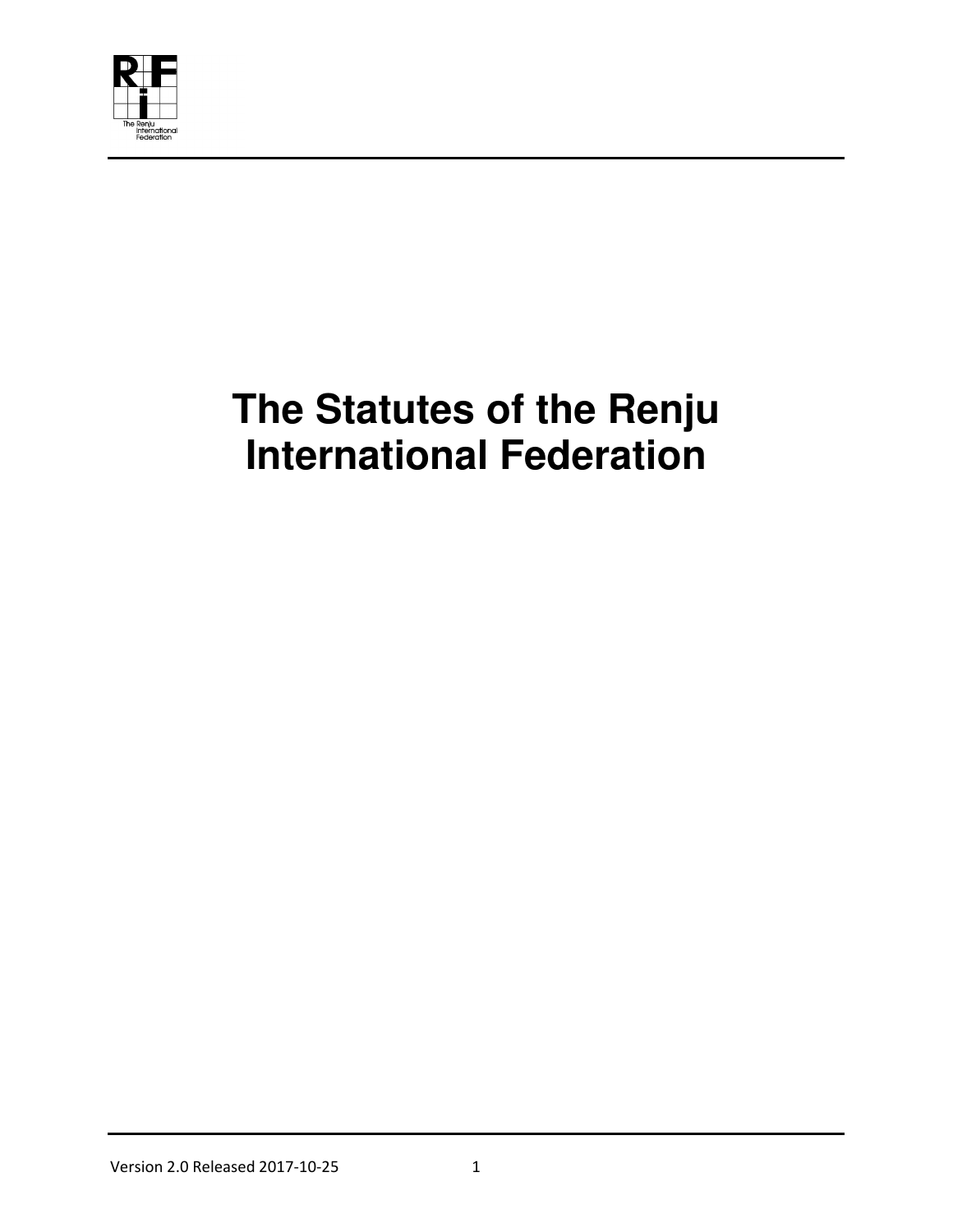# The Statutes of the Renju International Federation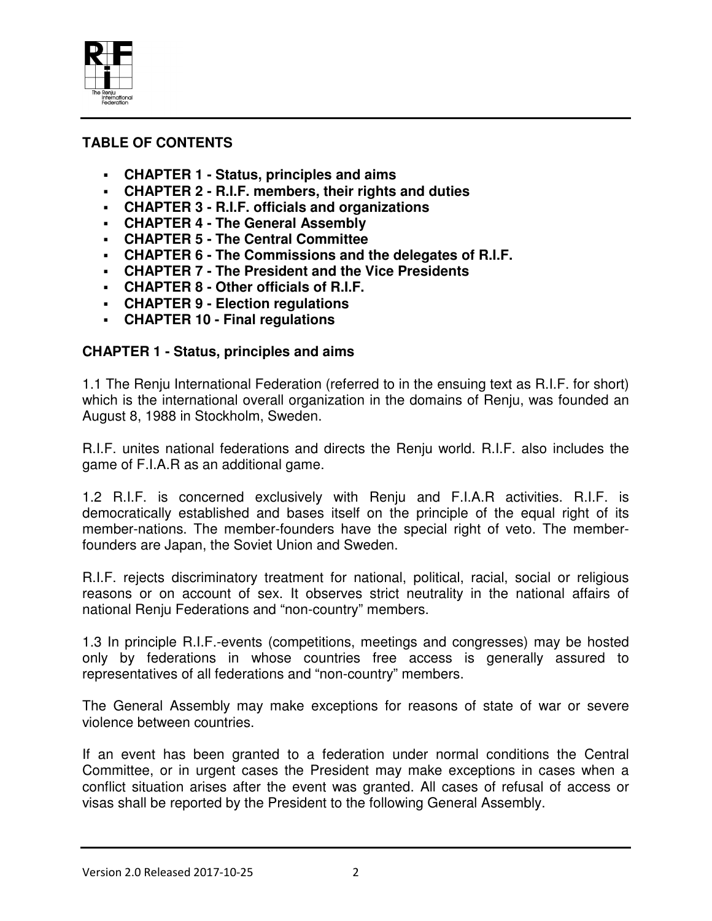**TABLE OF CONTENTS**

- **CHAPTER 1 - Status, principles and aims**
- **CHAPTER 2 - R.I.F. members, their rights and duties**
- **CHAPTER 3 - R.I.F. officials and organizations**
- **CHAPTER 4 - The General Assembly**
- **CHAPTER 5 - The Central Committee**
- **CHAPTER 6 - The Commissions and the delegates of R.I.F.**
- **CHAPTER 7 - The President and the Vice Presidents**
- **CHAPTER 8 - Other officials of R.I.F.**
- **CHAPTER 9 - Election regulations**
- **CHAPTER 10 - Final regulations**

## CHAPTER 1 - Status, principles and aims

1.1 The Renju International Federation (referred to in the ensuing text as R.I.F. for short) which is the international overall organization in the domains of Renju, was founded an August 8, 1988 in Stockholm, Sweden.

R.I.F. unites national federations and directs the Renju world. R.I.F. also includes the game of F.I.A.R as an additional game.

1.2 R.I.F. is concerned exclusively with Renju and F.I.A.R activities. R.I.F. is democratically established and bases itself on the principle of the equal right of its member-nations. The member-founders have the special right of veto. The member-founders are Japan, the Soviet Union and Sweden.

R.I.F. rejects discriminatory treatment for national, political, racial, social or religious reasons or on account of sex. It observes strict neutrality in the national affairs of national Renju Federations and “non-country” members.

1.3 In principle R.I.F.-events (competitions, meetings and congresses) may be hosted only by federations in whose countries free access is generally assured to representatives of all federations and “non-country” members.

The General Assembly may make exceptions for reasons of state of war or severe violence between countries.

If an event has been granted to a federation under normal conditions the Central Committee, or in urgent cases the President may make exceptions in cases when a conflict situation arises after the event was granted. All cases of refusal of access or visas shall be reported by the President to the following General Assembly.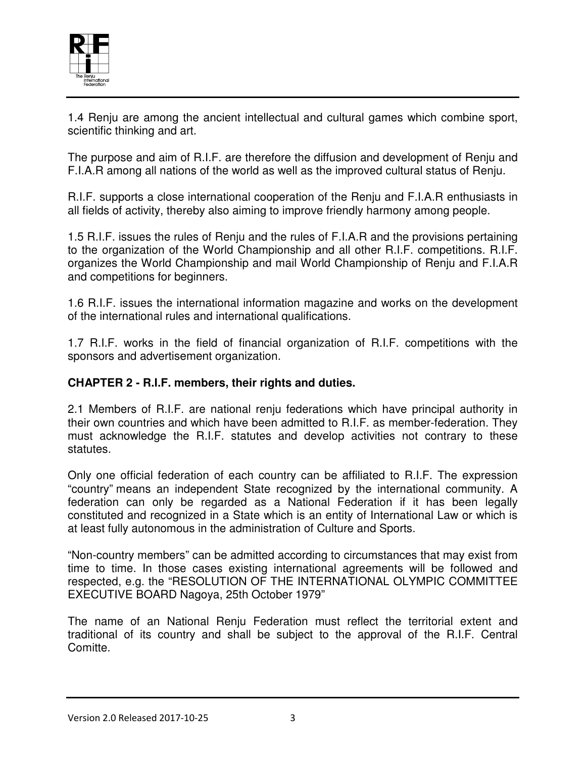1.4 Renju are among the ancient intellectual and cultural games which combine sport, scientific thinking and art.

The purpose and aim of R.I.F. are therefore the diffusion and development of Renju and F.I.A.R among all nations of the world as well as the improved cultural status of Renju.

R.I.F. supports a close international cooperation of the Renju and F.I.A.R enthusiasts in all fields of activity, thereby also aiming to improve friendly harmony among people.

1.5 R.I.F. issues the rules of Renju and the rules of F.I.A.R and the provisions pertaining to the organization of the World Championship and all other R.I.F. competitions. R.I.F. organizes the World Championship and mail World Championship of Renju and F.I.A.R and competitions for beginners.

1.6 R.I.F. issues the international information magazine and works on the development of the international rules and international qualifications.

1.7 R.I.F. works in the field of financial organization of R.I.F. competitions with the sponsors and advertisement organization.

## CHAPTER 2 - R.I.F. members, their rights and duties.

2.1 Members of R.I.F. are national renju federations which have principal authority in their own countries and which have been admitted to R.I.F. as member-federation. They must acknowledge the R.I.F. statutes and develop activities not contrary to these statutes.

Only one official federation of each country can be affiliated to R.I.F. The expression “country” means an independent State recognized by the international community. A federation can only be regarded as a National Federation if it has been legally constituted and recognized in a State which is an entity of International Law or which is at least fully autonomous in the administration of Culture and Sports.

“Non-country members” can be admitted according to circumstances that may exist from time to time. In those cases existing international agreements will be followed and respected, e.g. the “RESOLUTION OF THE INTERNATIONAL OLYMPIC COMMITTEE EXECUTIVE BOARD Nagoya, 25th October 1979”

The name of an National Renju Federation must reflect the territorial extent and traditional of its country and shall be subject to the approval of the R.I.F. Central Comitte.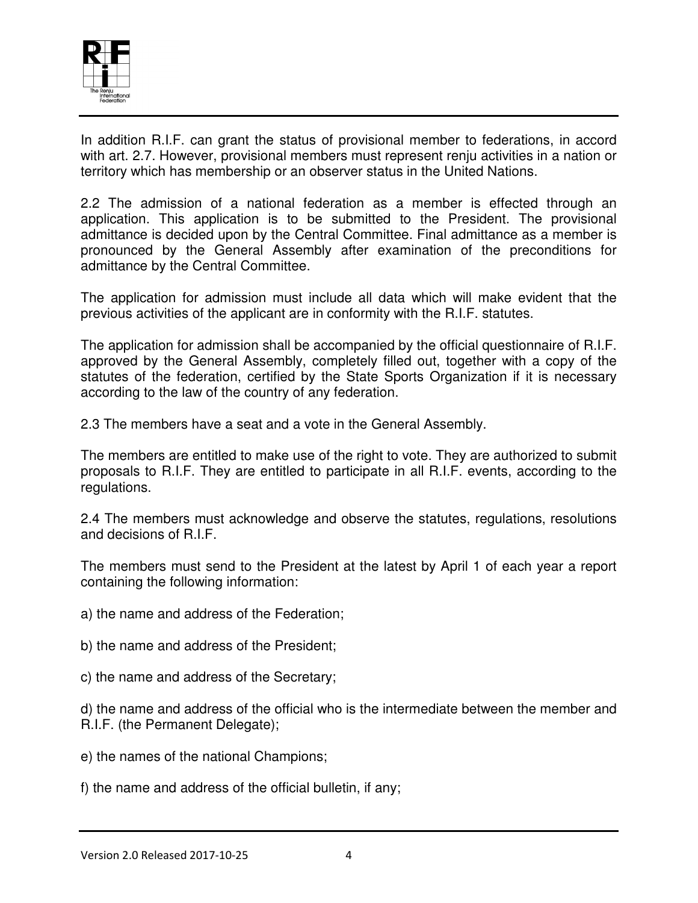In addition R.I.F. can grant the status of provisional member to federations, in accord with art. 2.7. However, provisional members must represent renju activities in a nation or territory which has membership or an observer status in the United Nations.

2.2 The admission of a national federation as a member is effected through an application. This application is to be submitted to the President. The provisional admittance is decided upon by the Central Committee. Final admittance as a member is pronounced by the General Assembly after examination of the preconditions for admittance by the Central Committee.

The application for admission must include all data which will make evident that the previous activities of the applicant are in conformity with the R.I.F. statutes.

The application for admission shall be accompanied by the official questionnaire of R.I.F. approved by the General Assembly, completely filled out, together with a copy of the statutes of the federation, certified by the State Sports Organization if it is necessary according to the law of the country of any federation.

2.3 The members have a seat and a vote in the General Assembly.

The members are entitled to make use of the right to vote. They are authorized to submit proposals to R.I.F. They are entitled to participate in all R.I.F. events, according to the regulations.

2.4 The members must acknowledge and observe the statutes, regulations, resolutions and decisions of R.I.F.

The members must send to the President at the latest by April 1 of each year a report containing the following information:

a) the name and address of the Federation;

b) the name and address of the President;

c) the name and address of the Secretary;

d) the name and address of the official who is the intermediate between the member and R.I.F. (the Permanent Delegate);

e) the names of the national Champions;

f) the name and address of the official bulletin, if any;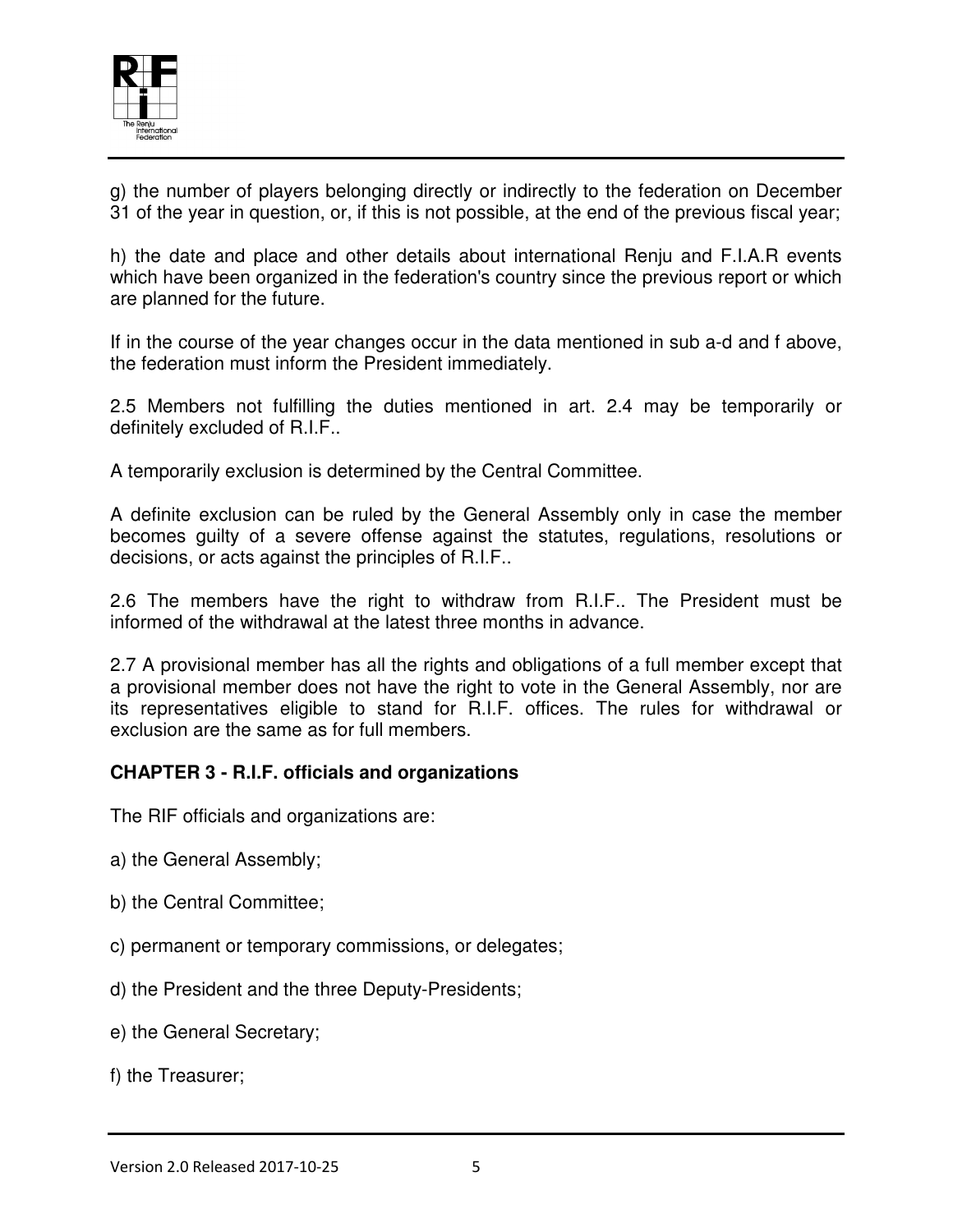g) the number of players belonging directly or indirectly to the federation on December 31 of the year in question, or, if this is not possible, at the end of the previous fiscal year;

h) the date and place and other details about international Renju and F.I.A.R events which have been organized in the federation's country since the previous report or which are planned for the future.

If in the course of the year changes occur in the data mentioned in sub a-d and f above, the federation must inform the President immediately.

2.5 Members not fulfilling the duties mentioned in art. 2.4 may be temporarily or definitely excluded of R.I.F..

A temporarily exclusion is determined by the Central Committee.

A definite exclusion can be ruled by the General Assembly only in case the member becomes guilty of a severe offense against the statutes, regulations, resolutions or decisions, or acts against the principles of R.I.F..

2.6 The members have the right to withdraw from R.I.F.. The President must be informed of the withdrawal at the latest three months in advance.

2.7 A provisional member has all the rights and obligations of a full member except that a provisional member does not have the right to vote in the General Assembly, nor are its representatives eligible to stand for R.I.F. offices. The rules for withdrawal or exclusion are the same as for full members.

## CHAPTER 3 - R.I.F. officials and organizations

The RIF officials and organizations are:

a) the General Assembly;

b) the Central Committee;

c) permanent or temporary commissions, or delegates;

d) the President and the three Deputy-Presidents;

e) the General Secretary;

f) the Treasurer;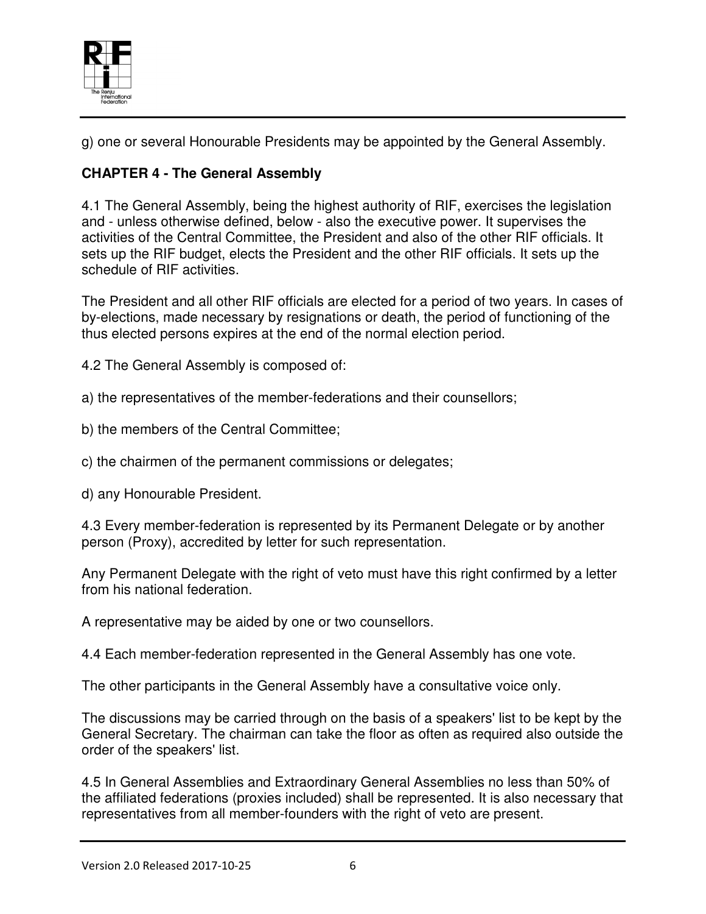g) one or several Honourable Presidents may be appointed by the General Assembly.

**CHAPTER 4 - The General Assembly**

4.1 The General Assembly, being the highest authority of RIF, exercises the legislation and - unless otherwise defined, below - also the executive power. It supervises the activities of the Central Committee, the President and also of the other RIF officials. It sets up the RIF budget, elects the President and the other RIF officials. It sets up the schedule of RIF activities.

The President and all other RIF officials are elected for a period of two years. In cases of by-elections, made necessary by resignations or death, the period of functioning of the thus elected persons expires at the end of the normal election period.

4.2 The General Assembly is composed of:

a) the representatives of the member-federations and their counsellors;

b) the members of the Central Committee;

c) the chairmen of the permanent commissions or delegates;

d) any Honourable President.

4.3 Every member-federation is represented by its Permanent Delegate or by another person (Proxy), accredited by letter for such representation.

Any Permanent Delegate with the right of veto must have this right confirmed by a letter from his national federation.

A representative may be aided by one or two counsellors.

4.4 Each member-federation represented in the General Assembly has one vote.

The other participants in the General Assembly have a consultative voice only.

The discussions may be carried through on the basis of a speakers' list to be kept by the General Secretary. The chairman can take the floor as often as required also outside the order of the speakers' list.

4.5 In General Assemblies and Extraordinary General Assemblies no less than 50% of the affiliated federations (proxies included) shall be represented. It is also necessary that representatives from all member-founders with the right of veto are present.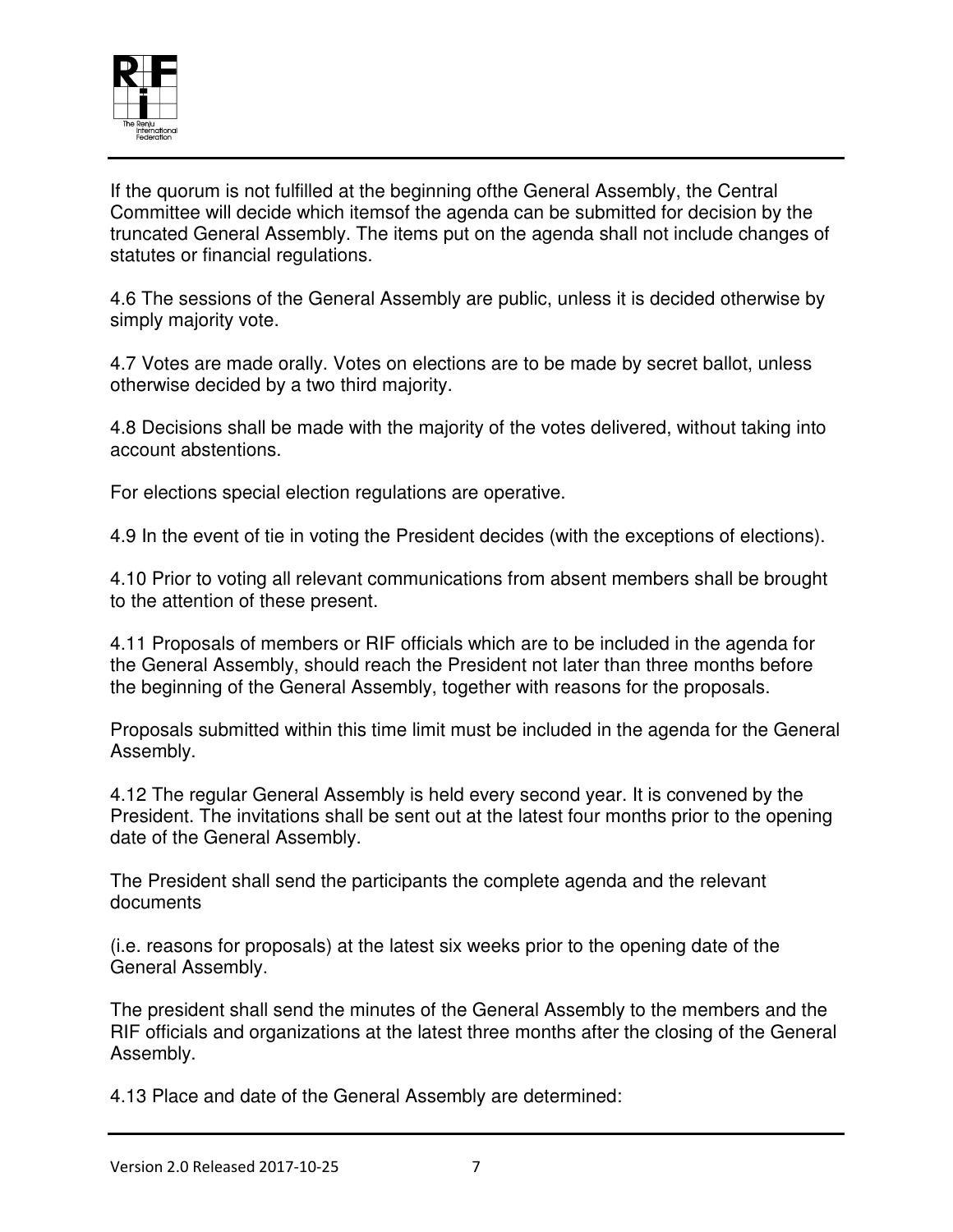If the quorum is not fulfilled at the beginning ofthe General Assembly, the Central Committee will decide which itemsof the agenda can be submitted for decision by the truncated General Assembly. The items put on the agenda shall not include changes of statutes or financial regulations.

4.6 The sessions of the General Assembly are public, unless it is decided otherwise by simply majority vote.

4.7 Votes are made orally. Votes on elections are to be made by secret ballot, unless otherwise decided by a two third majority.

4.8 Decisions shall be made with the majority of the votes delivered, without taking into account abstentions.

For elections special election regulations are operative.

4.9 In the event of tie in voting the President decides (with the exceptions of elections).

4.10 Prior to voting all relevant communications from absent members shall be brought to the attention of these present.

4.11 Proposals of members or RIF officials which are to be included in the agenda for the General Assembly, should reach the President not later than three months before the beginning of the General Assembly, together with reasons for the proposals.

Proposals submitted within this time limit must be included in the agenda for the General Assembly.

4.12 The regular General Assembly is held every second year. It is convened by the President. The invitations shall be sent out at the latest four months prior to the opening date of the General Assembly.

The President shall send the participants the complete agenda and the relevant documents

(i.e. reasons for proposals) at the latest six weeks prior to the opening date of the General Assembly.

The president shall send the minutes of the General Assembly to the members and the RIF officials and organizations at the latest three months after the closing of the General Assembly.

4.13 Place and date of the General Assembly are determined: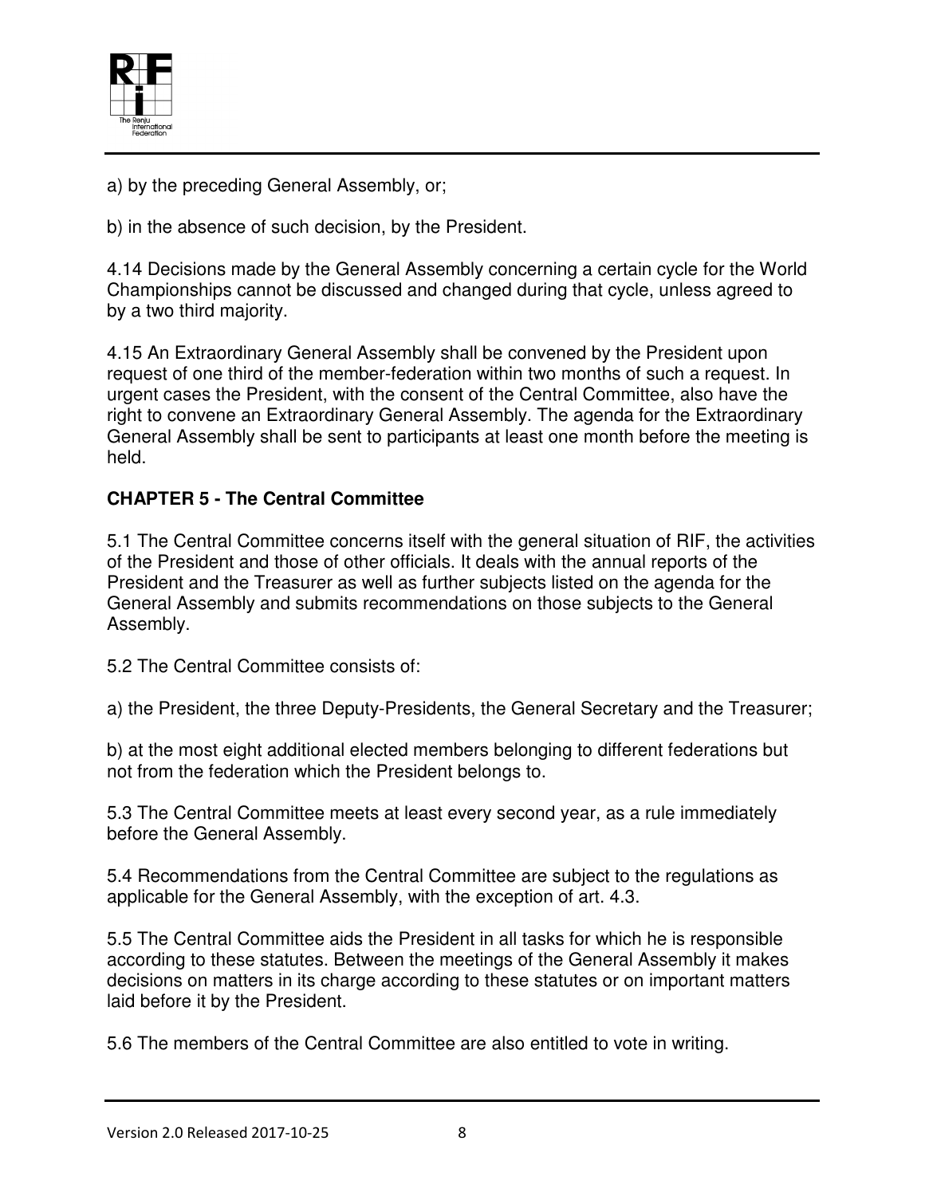a) by the preceding General Assembly, or;

b) in the absence of such decision, by the President.

4.14 Decisions made by the General Assembly concerning a certain cycle for the World Championships cannot be discussed and changed during that cycle, unless agreed to by a two third majority.

4.15 An Extraordinary General Assembly shall be convened by the President upon request of one third of the member-federation within two months of such a request. In urgent cases the President, with the consent of the Central Committee, also have the right to convene an Extraordinary General Assembly. The agenda for the Extraordinary General Assembly shall be sent to participants at least one month before the meeting is held.

**CHAPTER 5 - The Central Committee**

5.1 The Central Committee concerns itself with the general situation of RIF, the activities of the President and those of other officials. It deals with the annual reports of the President and the Treasurer as well as further subjects listed on the agenda for the General Assembly and submits recommendations on those subjects to the General Assembly.

5.2 The Central Committee consists of:

a) the President, the three Deputy-Presidents, the General Secretary and the Treasurer;

b) at the most eight additional elected members belonging to different federations but not from the federation which the President belongs to.

5.3 The Central Committee meets at least every second year, as a rule immediately before the General Assembly.

5.4 Recommendations from the Central Committee are subject to the regulations as applicable for the General Assembly, with the exception of art. 4.3.

5.5 The Central Committee aids the President in all tasks for which he is responsible according to these statutes. Between the meetings of the General Assembly it makes decisions on matters in its charge according to these statutes or on important matters laid before it by the President.

5.6 The members of the Central Committee are also entitled to vote in writing.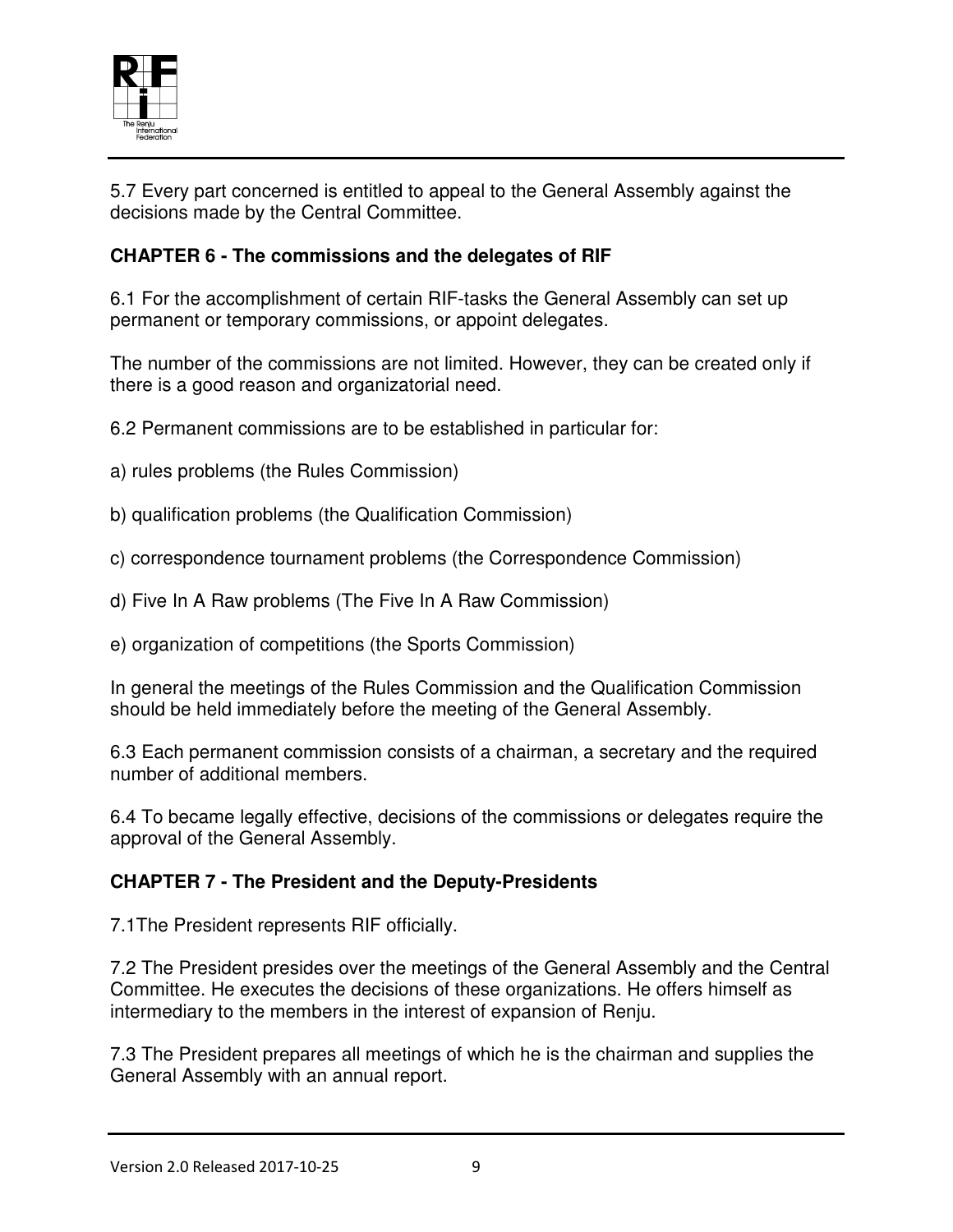5.7 Every part concerned is entitled to appeal to the General Assembly against the decisions made by the Central Committee.

**CHAPTER 6 - The commissions and the delegates of RIF**

6.1 For the accomplishment of certain RIF-tasks the General Assembly can set up permanent or temporary commissions, or appoint delegates.

The number of the commissions are not limited. However, they can be created only if there is a good reason and organizatorial need.

6.2 Permanent commissions are to be established in particular for:

a) rules problems (the Rules Commission)

b) qualification problems (the Qualification Commission)

c) correspondence tournament problems (the Correspondence Commission)

d) Five In A Raw problems (The Five In A Raw Commission)

e) organization of competitions (the Sports Commission)

In general the meetings of the Rules Commission and the Qualification Commission should be held immediately before the meeting of the General Assembly.

6.3 Each permanent commission consists of a chairman, a secretary and the required number of additional members.

6.4 To became legally effective, decisions of the commissions or delegates require the approval of the General Assembly.

**CHAPTER 7 - The President and the Deputy-Presidents**

7.1The President represents RIF officially.

7.2 The President presides over the meetings of the General Assembly and the Central Committee. He executes the decisions of these organizations. He offers himself as intermediary to the members in the interest of expansion of Renju.

7.3 The President prepares all meetings of which he is the chairman and supplies the General Assembly with an annual report.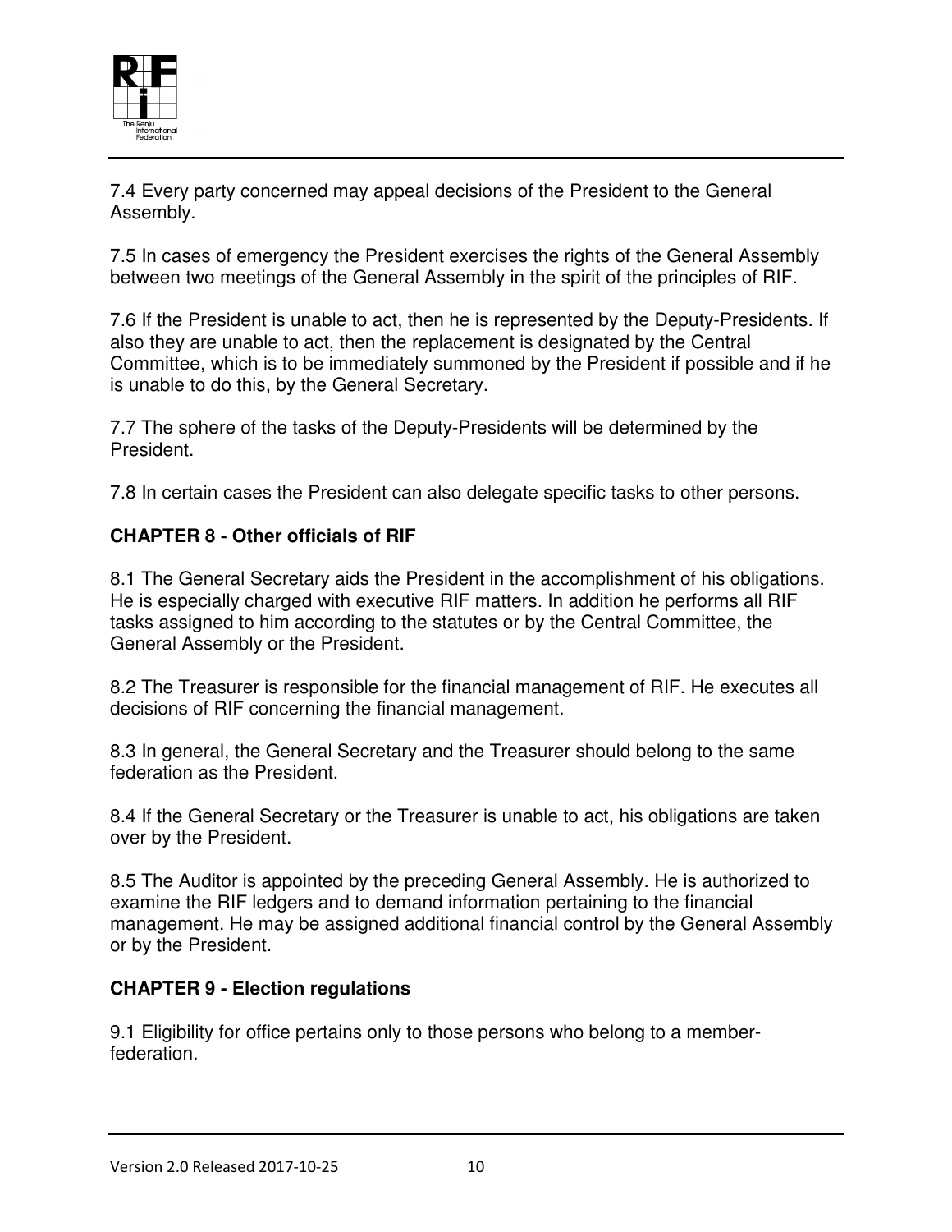7.4 Every party concerned may appeal decisions of the President to the General Assembly.

7.5 In cases of emergency the President exercises the rights of the General Assembly between two meetings of the General Assembly in the spirit of the principles of RIF.

7.6 If the President is unable to act, then he is represented by the Deputy-Presidents. If also they are unable to act, then the replacement is designated by the Central Committee, which is to be immediately summoned by the President if possible and if he is unable to do this, by the General Secretary.

7.7 The sphere of the tasks of the Deputy-Presidents will be determined by the President.

7.8 In certain cases the President can also delegate specific tasks to other persons.

## CHAPTER 8 - Other officials of RIF

8.1 The General Secretary aids the President in the accomplishment of his obligations. He is especially charged with executive RIF matters. In addition he performs all RIF tasks assigned to him according to the statutes or by the Central Committee, the General Assembly or the President.

8.2 The Treasurer is responsible for the financial management of RIF. He executes all decisions of RIF concerning the financial management.

8.3 In general, the General Secretary and the Treasurer should belong to the same federation as the President.

8.4 If the General Secretary or the Treasurer is unable to act, his obligations are taken over by the President.

8.5 The Auditor is appointed by the preceding General Assembly. He is authorized to examine the RIF ledgers and to demand information pertaining to the financial management. He may be assigned additional financial control by the General Assembly or by the President.

## CHAPTER 9 - Election regulations

9.1 Eligibility for office pertains only to those persons who belong to a member-federation.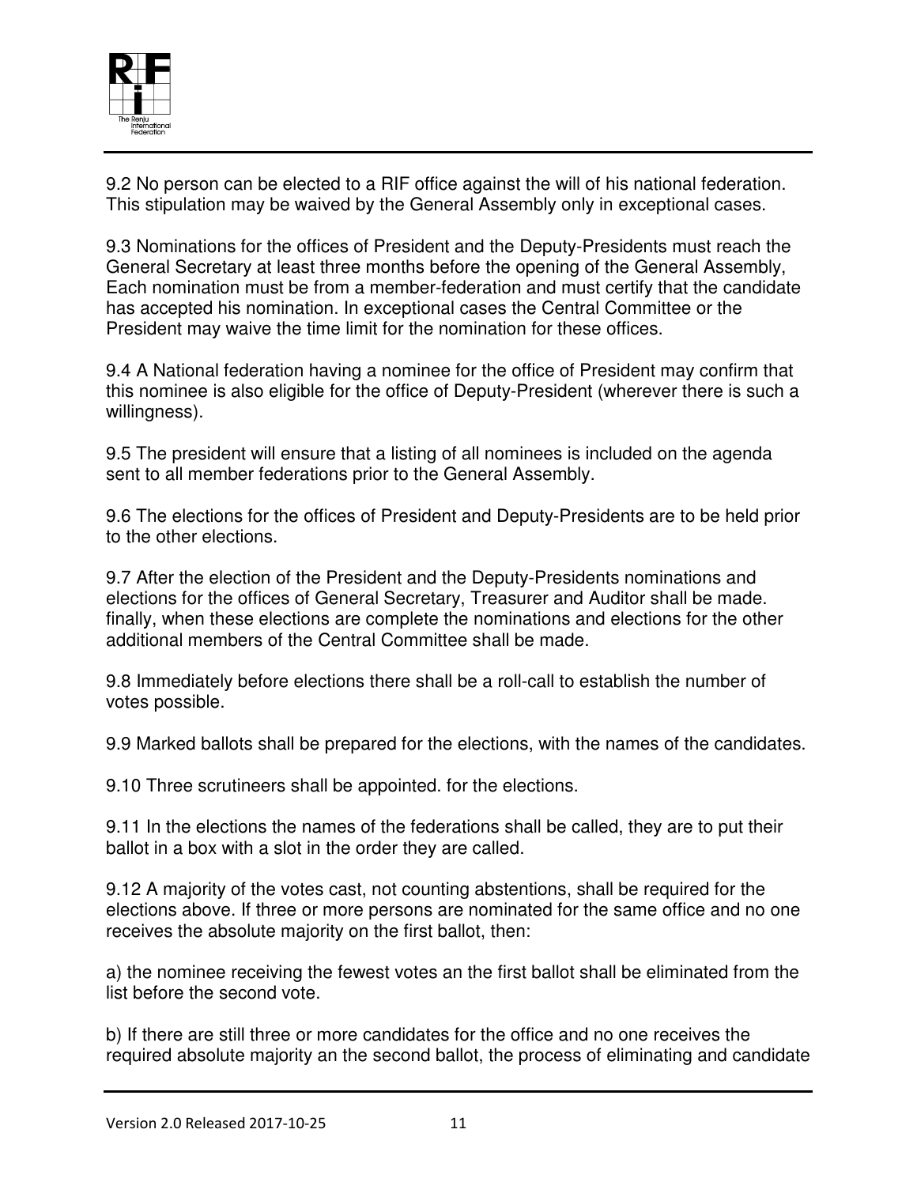9.2 No person can be elected to a RIF office against the will of his national federation. This stipulation may be waived by the General Assembly only in exceptional cases.

9.3 Nominations for the offices of President and the Deputy-Presidents must reach the General Secretary at least three months before the opening of the General Assembly, Each nomination must be from a member-federation and must certify that the candidate has accepted his nomination. In exceptional cases the Central Committee or the President may waive the time limit for the nomination for these offices.

9.4 A National federation having a nominee for the office of President may confirm that this nominee is also eligible for the office of Deputy-President (wherever there is such a willingness).

9.5 The president will ensure that a listing of all nominees is included on the agenda sent to all member federations prior to the General Assembly.

9.6 The elections for the offices of President and Deputy-Presidents are to be held prior to the other elections.

9.7 After the election of the President and the Deputy-Presidents nominations and elections for the offices of General Secretary, Treasurer and Auditor shall be made. finally, when these elections are complete the nominations and elections for the other additional members of the Central Committee shall be made.

9.8 Immediately before elections there shall be a roll-call to establish the number of votes possible.

9.9 Marked ballots shall be prepared for the elections, with the names of the candidates.

9.10 Three scrutineers shall be appointed. for the elections.

9.11 In the elections the names of the federations shall be called, they are to put their ballot in a box with a slot in the order they are called.

9.12 A majority of the votes cast, not counting abstentions, shall be required for the elections above. If three or more persons are nominated for the same office and no one receives the absolute majority on the first ballot, then:

a) the nominee receiving the fewest votes an the first ballot shall be eliminated from the list before the second vote.

b) If there are still three or more candidates for the office and no one receives the required absolute majority an the second ballot, the process of eliminating and candidate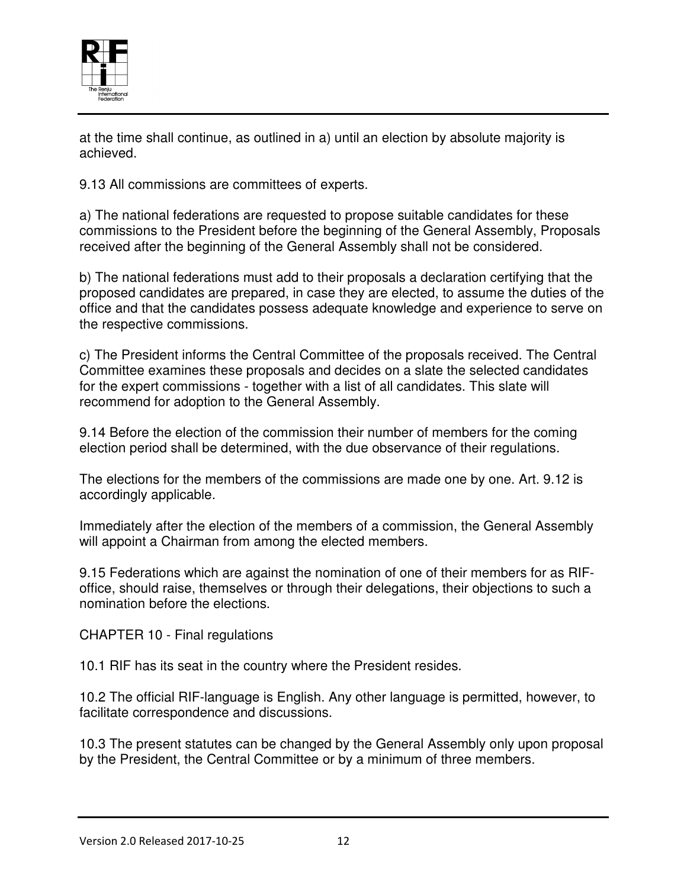at the time shall continue, as outlined in a) until an election by absolute majority is achieved.

9.13 All commissions are committees of experts.

a) The national federations are requested to propose suitable candidates for these commissions to the President before the beginning of the General Assembly, Proposals received after the beginning of the General Assembly shall not be considered.

b) The national federations must add to their proposals a declaration certifying that the proposed candidates are prepared, in case they are elected, to assume the duties of the office and that the candidates possess adequate knowledge and experience to serve on the respective commissions.

c) The President informs the Central Committee of the proposals received. The Central Committee examines these proposals and decides on a slate the selected candidates for the expert commissions - together with a list of all candidates. This slate will recommend for adoption to the General Assembly.

9.14 Before the election of the commission their number of members for the coming election period shall be determined, with the due observance of their regulations.

The elections for the members of the commissions are made one by one. Art. 9.12 is accordingly applicable.

Immediately after the election of the members of a commission, the General Assembly will appoint a Chairman from among the elected members.

9.15 Federations which are against the nomination of one of their members for as RIF-office, should raise, themselves or through their delegations, their objections to such a nomination before the elections.

## CHAPTER 10 - Final regulations

10.1 RIF has its seat in the country where the President resides.

10.2 The official RIF-language is English. Any other language is permitted, however, to facilitate correspondence and discussions.

10.3 The present statutes can be changed by the General Assembly only upon proposal by the President, the Central Committee or by a minimum of three members.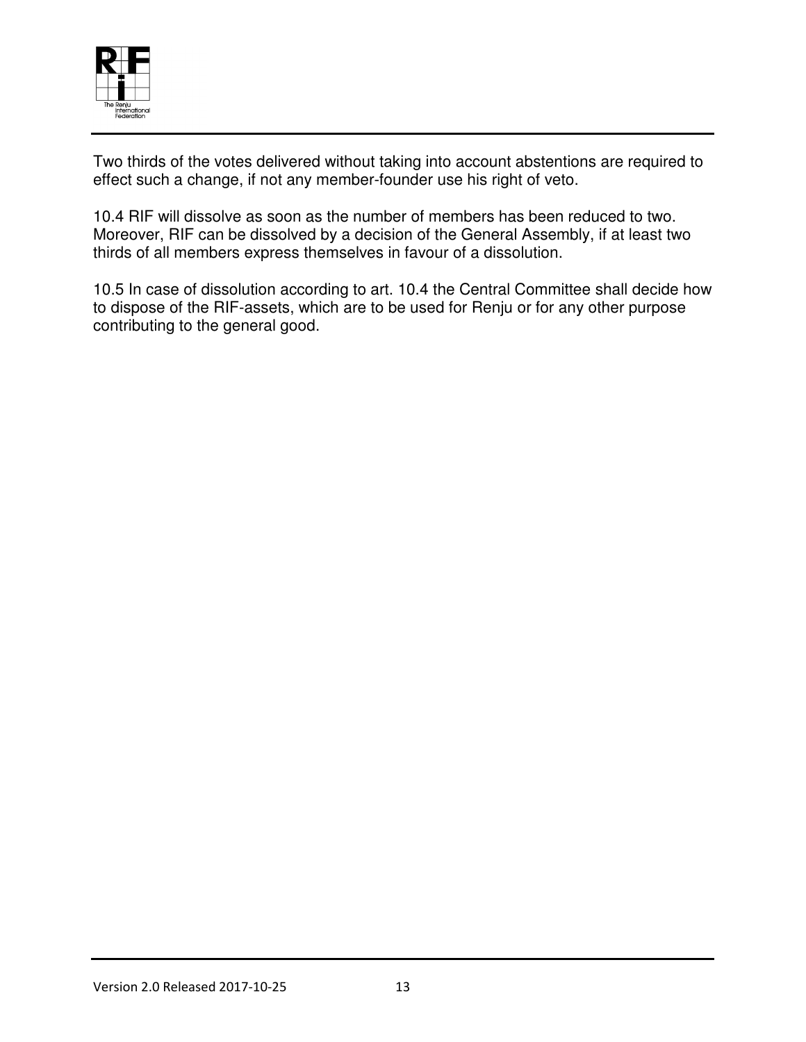Two thirds of the votes delivered without taking into account abstentions are required to effect such a change, if not any member-founder use his right of veto.

10.4 RIF will dissolve as soon as the number of members has been reduced to two. Moreover, RIF can be dissolved by a decision of the General Assembly, if at least two thirds of all members express themselves in favour of a dissolution.

10.5 In case of dissolution according to art. 10.4 the Central Committee shall decide how to dispose of the RIF-assets, which are to be used for Renju or for any other purpose contributing to the general good.